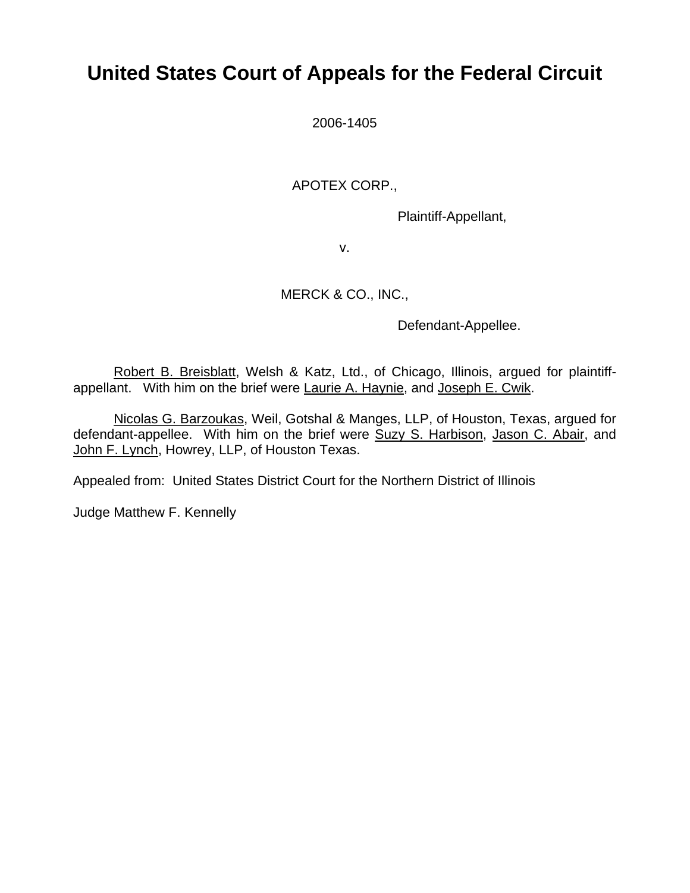# United States Court of Appeals for the Federal Circuit

2006-1405

APOTEX CORP.,

Plaintiff-Appellant,

v.

MERCK & CO., INC.,

Defendant-Appellee.

Robert B. Breisblatt, Welsh & Katz, Ltd., of Chicago, Illinois, argued for plaintiff-appellant. With him on the brief were Laurie A. Haynie, and Joseph E. Cwik.

Nicolas G. Barzoukas, Weil, Gotshal & Manges, LLP, of Houston, Texas, argued for defendant-appellee. With him on the brief were Suzy S. Harbison, Jason C. Abair, and John F. Lynch, Howrey, LLP, of Houston Texas.

Appealed from: United States District Court for the Northern District of Illinois

Judge Matthew F. Kennelly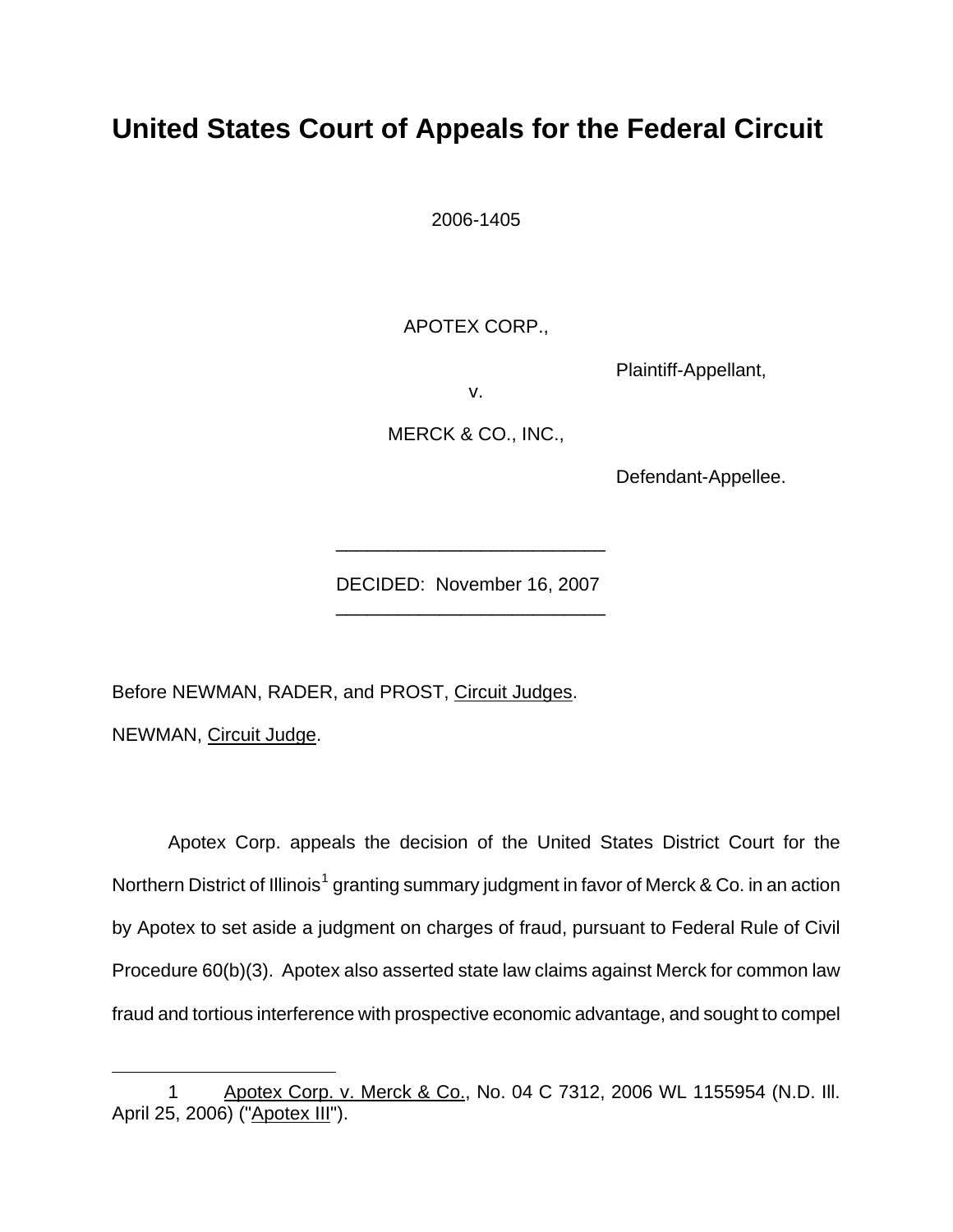# United States Court of Appeals for the Federal Circuit

2006-1405

APOTEX CORP.,

Plaintiff-Appellant,

v.

MERCK & CO., INC.,

Defendant-Appellee.

---

DECIDED: November 16, 2007

---

Before NEWMAN, RADER, and PROST, Circuit Judges.

NEWMAN, Circuit Judge.

Apotex Corp. appeals the decision of the United States District Court for the Northern District of Illinois[1] granting summary judgment in favor of Merck & Co. in an action by Apotex to set aside a judgment on charges of fraud, pursuant to Federal Rule of Civil Procedure 60(b)(3). Apotex also asserted state law claims against Merck for common law fraud and tortious interference with prospective economic advantage, and sought to compel

---

1 Apotex Corp. v. Merck & Co., No. 04 C 7312, 2006 WL 1155954 (N.D. Ill. April 25, 2006) ("Apotex III").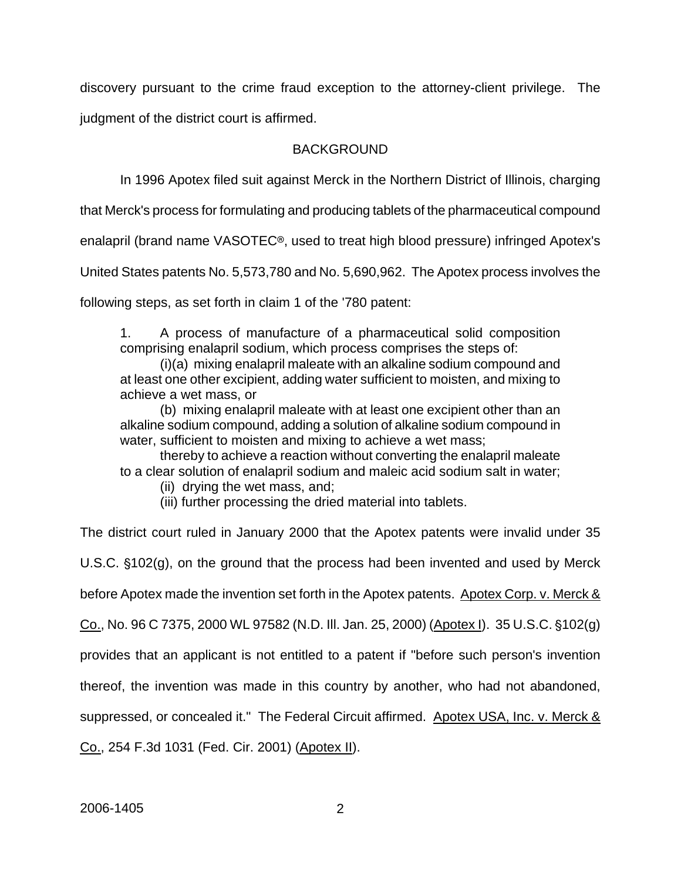discovery pursuant to the crime fraud exception to the attorney-client privilege. The judgment of the district court is affirmed.

## BACKGROUND

In 1996 Apotex filed suit against Merck in the Northern District of Illinois, charging that Merck's process for formulating and producing tablets of the pharmaceutical compound enalapril (brand name VASOTEC®, used to treat high blood pressure) infringed Apotex's United States patents No. 5,573,780 and No. 5,690,962. The Apotex process involves the following steps, as set forth in claim 1 of the '780 patent:

> 1. A process of manufacture of a pharmaceutical solid composition comprising enalapril sodium, which process comprises the steps of:
>
> (i)(a) mixing enalapril maleate with an alkaline sodium compound and at least one other excipient, adding water sufficient to moisten, and mixing to achieve a wet mass, or
>
> (b) mixing enalapril maleate with at least one excipient other than an alkaline sodium compound, adding a solution of alkaline sodium compound in water, sufficient to moisten and mixing to achieve a wet mass;
>
> thereby to achieve a reaction without converting the enalapril maleate to a clear solution of enalapril sodium and maleic acid sodium salt in water;
>
> (ii) drying the wet mass, and;
>
> (iii) further processing the dried material into tablets.

The district court ruled in January 2000 that the Apotex patents were invalid under 35 U.S.C. §102(g), on the ground that the process had been invented and used by Merck before Apotex made the invention set forth in the Apotex patents. Apotex Corp. v. Merck & Co., No. 96 C 7375, 2000 WL 97582 (N.D. Ill. Jan. 25, 2000) (Apotex I). 35 U.S.C. §102(g) provides that an applicant is not entitled to a patent if "before such person's invention thereof, the invention was made in this country by another, who had not abandoned, suppressed, or concealed it." The Federal Circuit affirmed. Apotex USA, Inc. v. Merck & Co., 254 F.3d 1031 (Fed. Cir. 2001) (Apotex II).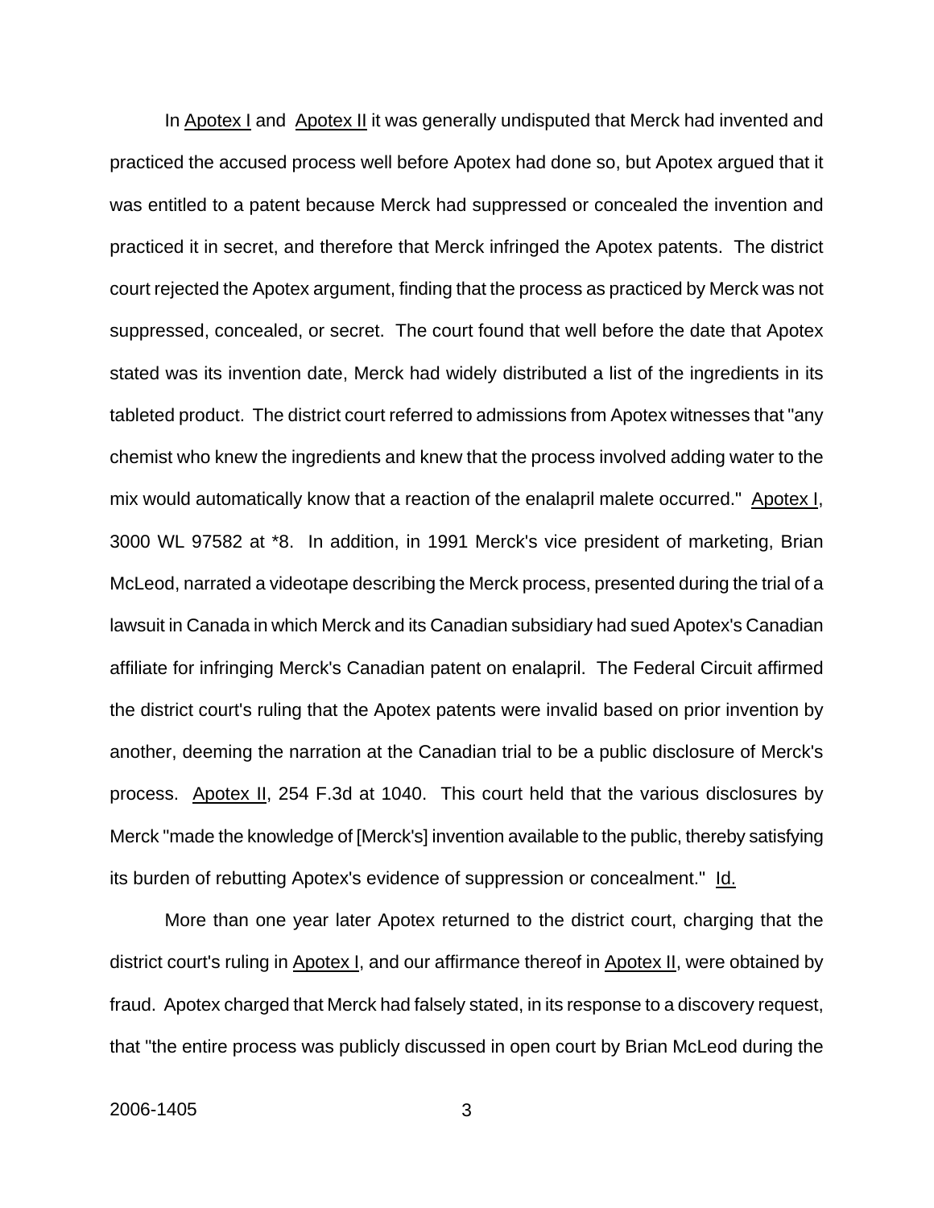In Apotex I and Apotex II it was generally undisputed that Merck had invented and practiced the accused process well before Apotex had done so, but Apotex argued that it was entitled to a patent because Merck had suppressed or concealed the invention and practiced it in secret, and therefore that Merck infringed the Apotex patents. The district court rejected the Apotex argument, finding that the process as practiced by Merck was not suppressed, concealed, or secret. The court found that well before the date that Apotex stated was its invention date, Merck had widely distributed a list of the ingredients in its tableted product. The district court referred to admissions from Apotex witnesses that "any chemist who knew the ingredients and knew that the process involved adding water to the mix would automatically know that a reaction of the enalapril malete occurred." Apotex I, 3000 WL 97582 at *8. In addition, in 1991 Merck's vice president of marketing, Brian McLeod, narrated a videotape describing the Merck process, presented during the trial of a lawsuit in Canada in which Merck and its Canadian subsidiary had sued Apotex's Canadian affiliate for infringing Merck's Canadian patent on enalapril. The Federal Circuit affirmed the district court's ruling that the Apotex patents were invalid based on prior invention by another, deeming the narration at the Canadian trial to be a public disclosure of Merck's process. Apotex II, 254 F.3d at 1040. This court held that the various disclosures by Merck "made the knowledge of [Merck's] invention available to the public, thereby satisfying its burden of rebutting Apotex's evidence of suppression or concealment." Id.

More than one year later Apotex returned to the district court, charging that the district court's ruling in Apotex I, and our affirmance thereof in Apotex II, were obtained by fraud. Apotex charged that Merck had falsely stated, in its response to a discovery request, that "the entire process was publicly discussed in open court by Brian McLeod during the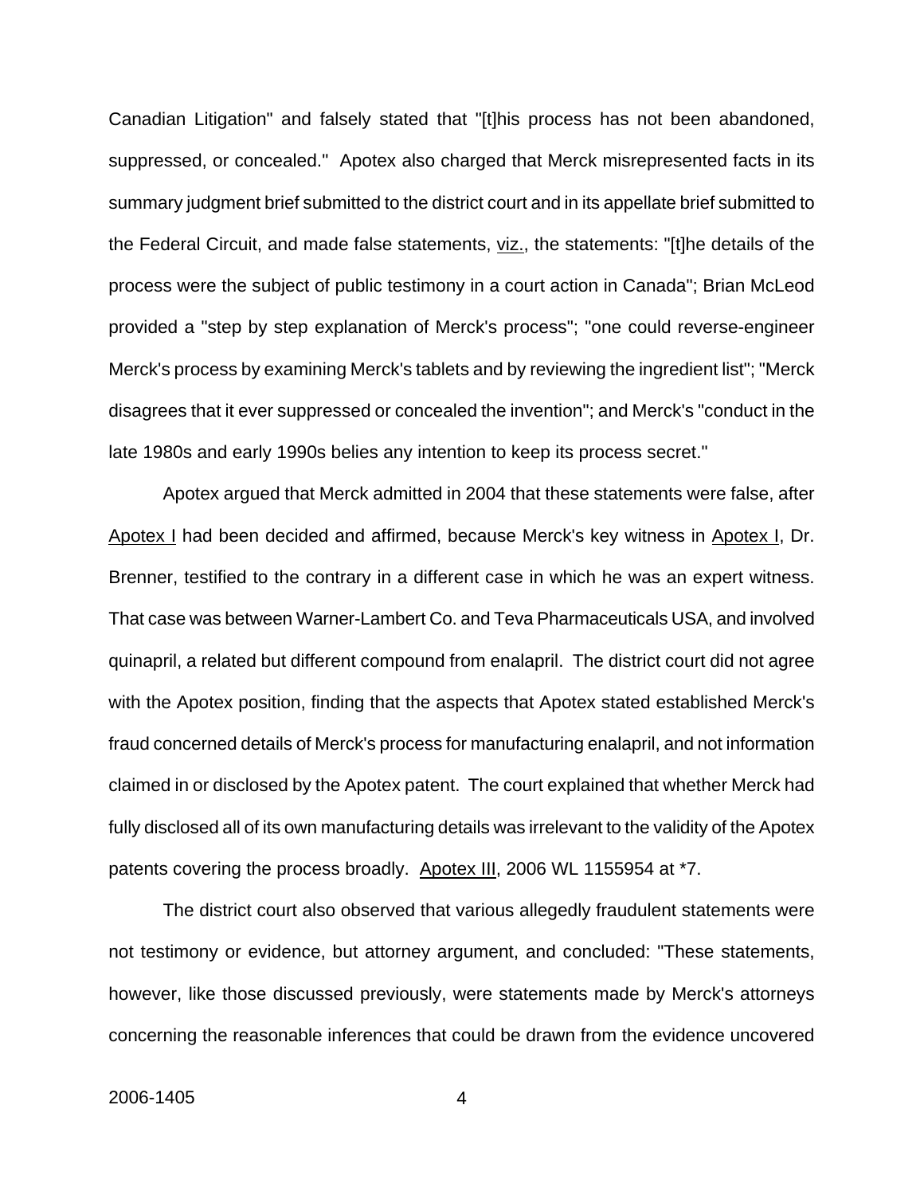Canadian Litigation" and falsely stated that "[t]his process has not been abandoned, suppressed, or concealed." Apotex also charged that Merck misrepresented facts in its summary judgment brief submitted to the district court and in its appellate brief submitted to the Federal Circuit, and made false statements, viz., the statements: "[t]he details of the process were the subject of public testimony in a court action in Canada"; Brian McLeod provided a "step by step explanation of Merck's process"; "one could reverse-engineer Merck's process by examining Merck's tablets and by reviewing the ingredient list"; "Merck disagrees that it ever suppressed or concealed the invention"; and Merck's "conduct in the late 1980s and early 1990s belies any intention to keep its process secret."

Apotex argued that Merck admitted in 2004 that these statements were false, after Apotex I had been decided and affirmed, because Merck's key witness in Apotex I, Dr. Brenner, testified to the contrary in a different case in which he was an expert witness. That case was between Warner-Lambert Co. and Teva Pharmaceuticals USA, and involved quinapril, a related but different compound from enalapril. The district court did not agree with the Apotex position, finding that the aspects that Apotex stated established Merck's fraud concerned details of Merck's process for manufacturing enalapril, and not information claimed in or disclosed by the Apotex patent. The court explained that whether Merck had fully disclosed all of its own manufacturing details was irrelevant to the validity of the Apotex patents covering the process broadly. Apotex III, 2006 WL 1155954 at *7.

The district court also observed that various allegedly fraudulent statements were not testimony or evidence, but attorney argument, and concluded: "These statements, however, like those discussed previously, were statements made by Merck's attorneys concerning the reasonable inferences that could be drawn from the evidence uncovered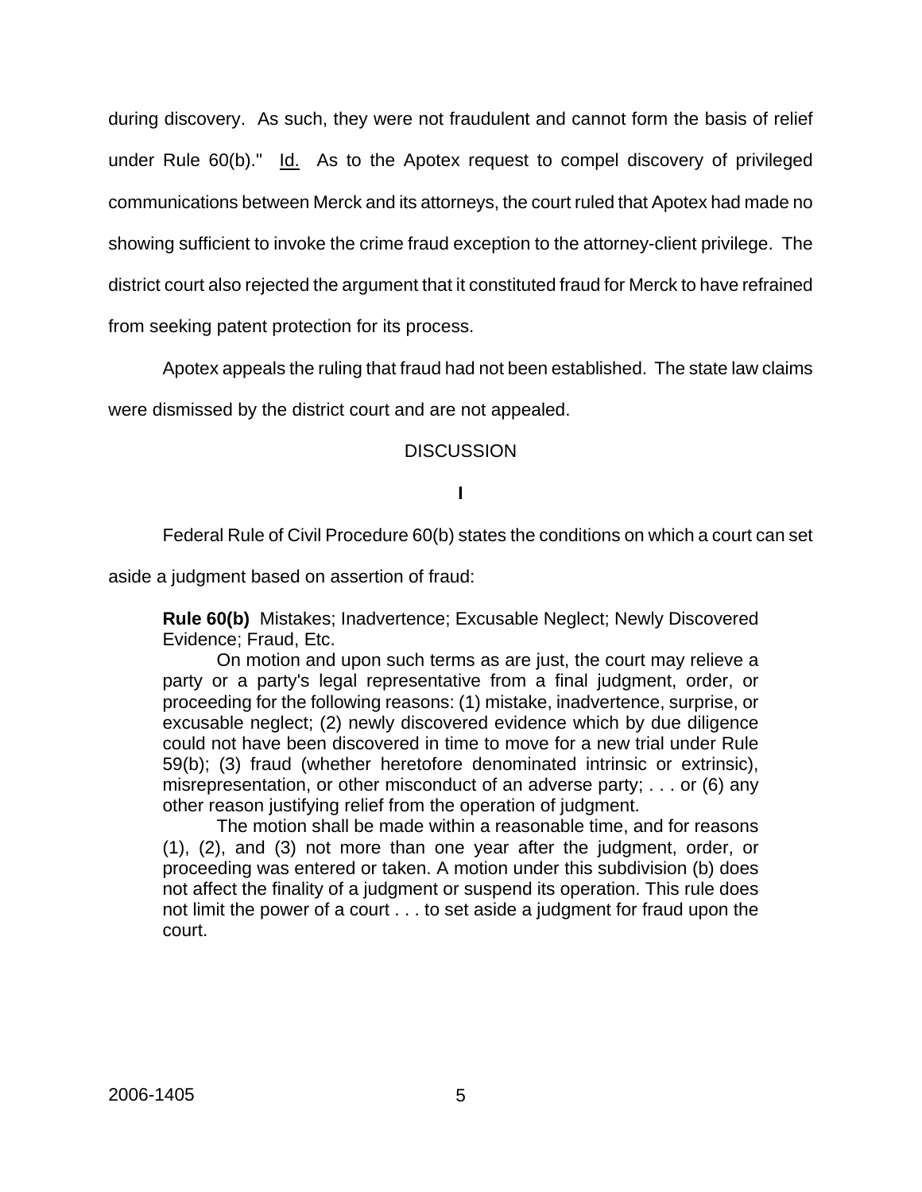during discovery. As such, they were not fraudulent and cannot form the basis of relief under Rule 60(b)." Id. As to the Apotex request to compel discovery of privileged communications between Merck and its attorneys, the court ruled that Apotex had made no showing sufficient to invoke the crime fraud exception to the attorney-client privilege. The district court also rejected the argument that it constituted fraud for Merck to have refrained from seeking patent protection for its process.

Apotex appeals the ruling that fraud had not been established. The state law claims were dismissed by the district court and are not appealed.

## DISCUSSION

### I

Federal Rule of Civil Procedure 60(b) states the conditions on which a court can set aside a judgment based on assertion of fraud:

> **Rule 60(b)** Mistakes; Inadvertence; Excusable Neglect; Newly Discovered Evidence; Fraud, Etc.
>
> On motion and upon such terms as are just, the court may relieve a party or a party's legal representative from a final judgment, order, or proceeding for the following reasons: (1) mistake, inadvertence, surprise, or excusable neglect; (2) newly discovered evidence which by due diligence could not have been discovered in time to move for a new trial under Rule 59(b); (3) fraud (whether heretofore denominated intrinsic or extrinsic), misrepresentation, or other misconduct of an adverse party; . . . or (6) any other reason justifying relief from the operation of judgment.
>
> The motion shall be made within a reasonable time, and for reasons (1), (2), and (3) not more than one year after the judgment, order, or proceeding was entered or taken. A motion under this subdivision (b) does not affect the finality of a judgment or suspend its operation. This rule does not limit the power of a court . . . to set aside a judgment for fraud upon the court.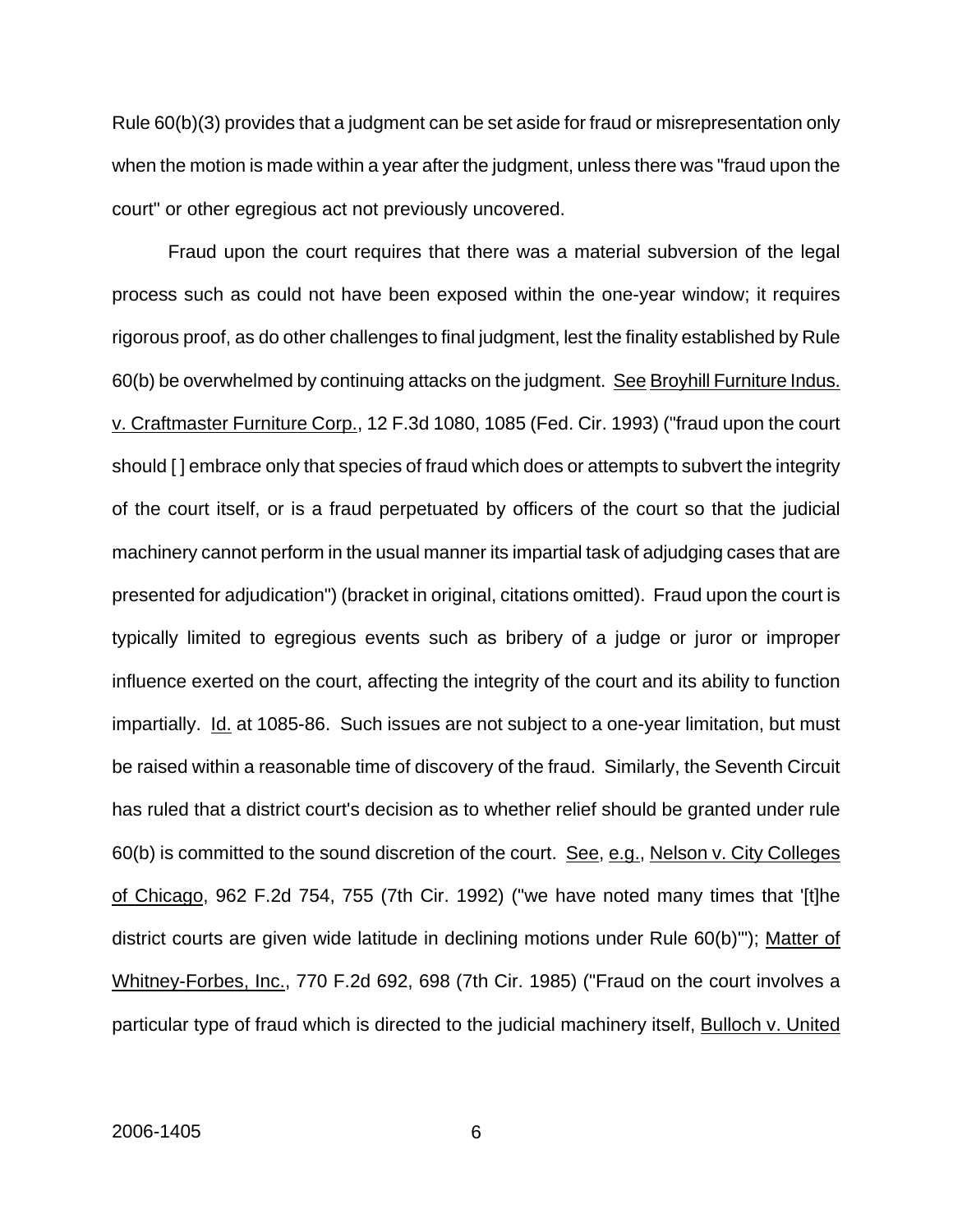Rule 60(b)(3) provides that a judgment can be set aside for fraud or misrepresentation only when the motion is made within a year after the judgment, unless there was "fraud upon the court" or other egregious act not previously uncovered.

Fraud upon the court requires that there was a material subversion of the legal process such as could not have been exposed within the one-year window; it requires rigorous proof, as do other challenges to final judgment, lest the finality established by Rule 60(b) be overwhelmed by continuing attacks on the judgment. See Broyhill Furniture Indus. v. Craftmaster Furniture Corp., 12 F.3d 1080, 1085 (Fed. Cir. 1993) ("fraud upon the court should [ ] embrace only that species of fraud which does or attempts to subvert the integrity of the court itself, or is a fraud perpetuated by officers of the court so that the judicial machinery cannot perform in the usual manner its impartial task of adjudging cases that are presented for adjudication") (bracket in original, citations omitted). Fraud upon the court is typically limited to egregious events such as bribery of a judge or juror or improper influence exerted on the court, affecting the integrity of the court and its ability to function impartially. Id. at 1085-86. Such issues are not subject to a one-year limitation, but must be raised within a reasonable time of discovery of the fraud. Similarly, the Seventh Circuit has ruled that a district court's decision as to whether relief should be granted under rule 60(b) is committed to the sound discretion of the court. See, e.g., Nelson v. City Colleges of Chicago, 962 F.2d 754, 755 (7th Cir. 1992) ("we have noted many times that '[t]he district courts are given wide latitude in declining motions under Rule 60(b)'"); Matter of Whitney-Forbes, Inc., 770 F.2d 692, 698 (7th Cir. 1985) ("Fraud on the court involves a particular type of fraud which is directed to the judicial machinery itself, Bulloch v. United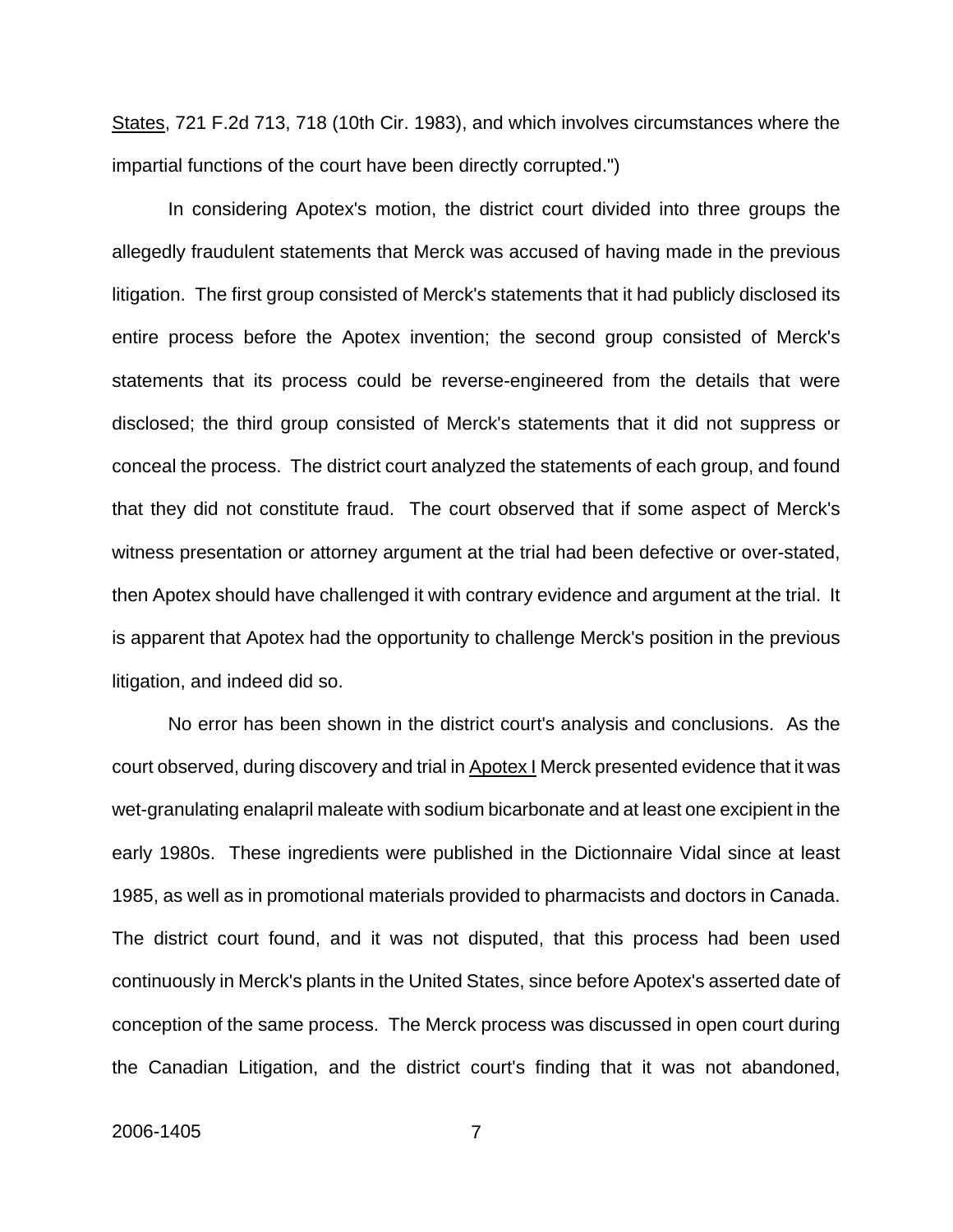States, 721 F.2d 713, 718 (10th Cir. 1983), and which involves circumstances where the impartial functions of the court have been directly corrupted.")

In considering Apotex's motion, the district court divided into three groups the allegedly fraudulent statements that Merck was accused of having made in the previous litigation. The first group consisted of Merck's statements that it had publicly disclosed its entire process before the Apotex invention; the second group consisted of Merck's statements that its process could be reverse-engineered from the details that were disclosed; the third group consisted of Merck's statements that it did not suppress or conceal the process. The district court analyzed the statements of each group, and found that they did not constitute fraud. The court observed that if some aspect of Merck's witness presentation or attorney argument at the trial had been defective or over-stated, then Apotex should have challenged it with contrary evidence and argument at the trial. It is apparent that Apotex had the opportunity to challenge Merck's position in the previous litigation, and indeed did so.

No error has been shown in the district court's analysis and conclusions. As the court observed, during discovery and trial in Apotex I Merck presented evidence that it was wet-granulating enalapril maleate with sodium bicarbonate and at least one excipient in the early 1980s. These ingredients were published in the Dictionnaire Vidal since at least 1985, as well as in promotional materials provided to pharmacists and doctors in Canada. The district court found, and it was not disputed, that this process had been used continuously in Merck's plants in the United States, since before Apotex's asserted date of conception of the same process. The Merck process was discussed in open court during the Canadian Litigation, and the district court's finding that it was not abandoned,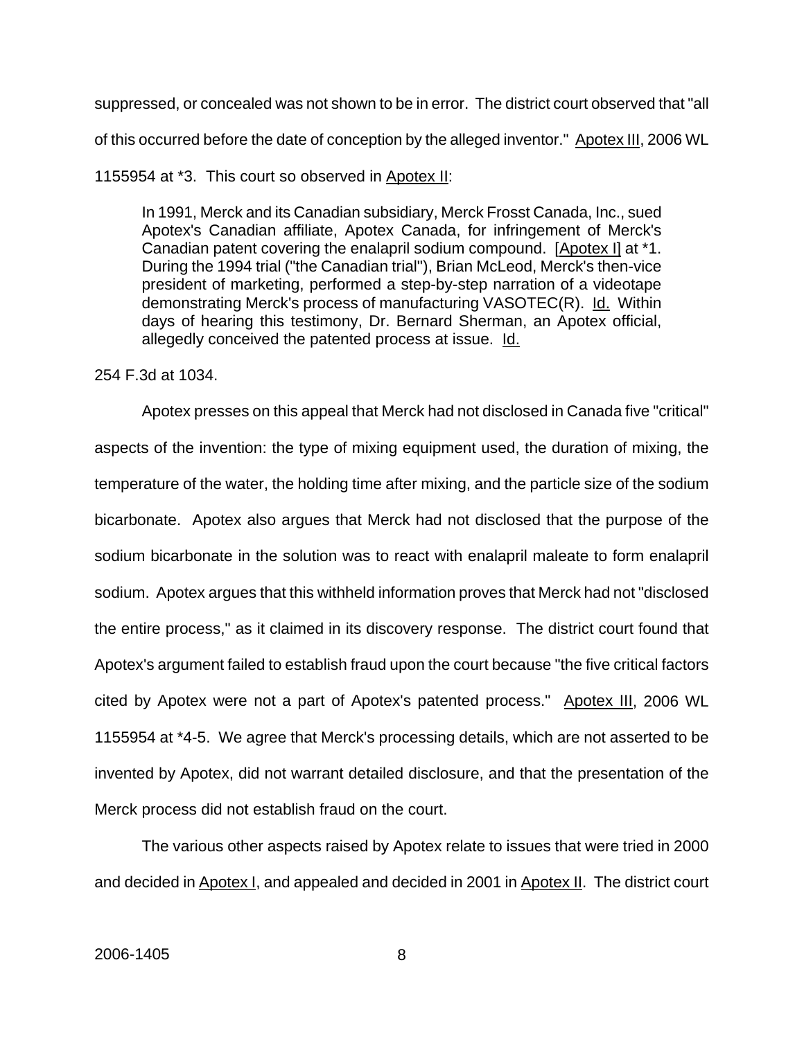suppressed, or concealed was not shown to be in error. The district court observed that "all of this occurred before the date of conception by the alleged inventor." Apotex III, 2006 WL 1155954 at *3. This court so observed in Apotex II:

> In 1991, Merck and its Canadian subsidiary, Merck Frosst Canada, Inc., sued Apotex's Canadian affiliate, Apotex Canada, for infringement of Merck's Canadian patent covering the enalapril sodium compound. [Apotex I] at *1. During the 1994 trial ("the Canadian trial"), Brian McLeod, Merck's then-vice president of marketing, performed a step-by-step narration of a videotape demonstrating Merck's process of manufacturing VASOTEC(R). Id. Within days of hearing this testimony, Dr. Bernard Sherman, an Apotex official, allegedly conceived the patented process at issue. Id.

254 F.3d at 1034.

Apotex presses on this appeal that Merck had not disclosed in Canada five "critical" aspects of the invention: the type of mixing equipment used, the duration of mixing, the temperature of the water, the holding time after mixing, and the particle size of the sodium bicarbonate. Apotex also argues that Merck had not disclosed that the purpose of the sodium bicarbonate in the solution was to react with enalapril maleate to form enalapril sodium. Apotex argues that this withheld information proves that Merck had not "disclosed the entire process," as it claimed in its discovery response. The district court found that Apotex's argument failed to establish fraud upon the court because "the five critical factors cited by Apotex were not a part of Apotex's patented process." Apotex III, 2006 WL 1155954 at *4-5. We agree that Merck's processing details, which are not asserted to be invented by Apotex, did not warrant detailed disclosure, and that the presentation of the Merck process did not establish fraud on the court.

The various other aspects raised by Apotex relate to issues that were tried in 2000 and decided in Apotex I, and appealed and decided in 2001 in Apotex II. The district court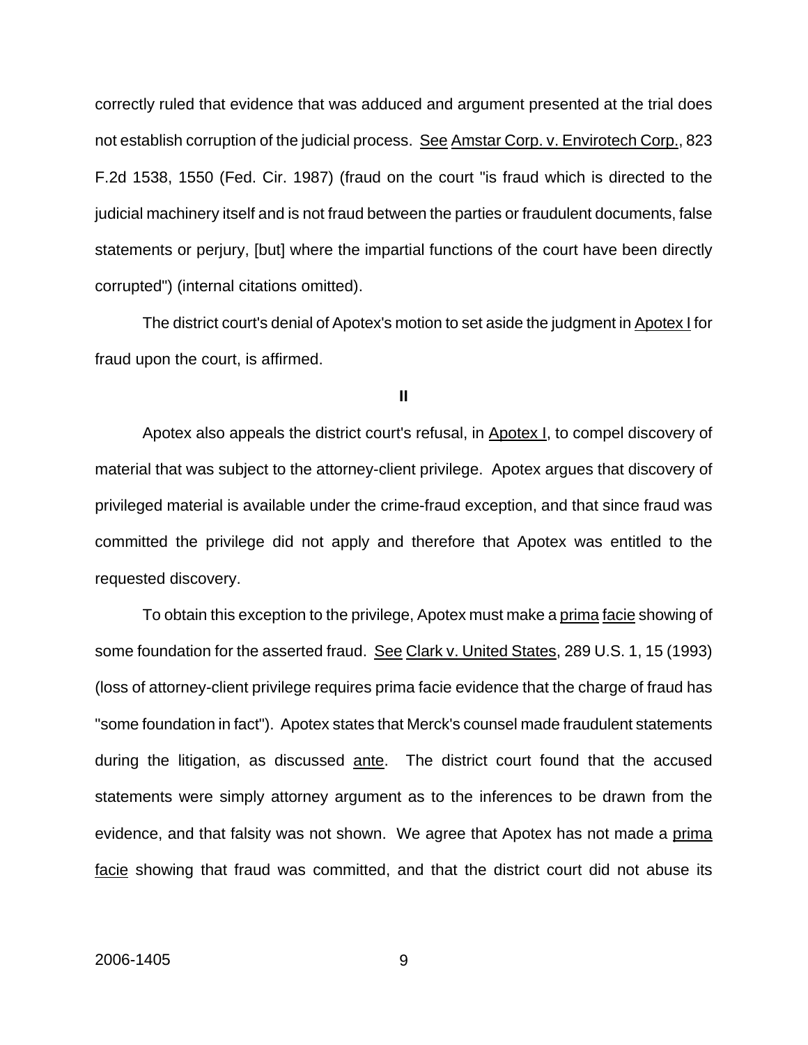correctly ruled that evidence that was adduced and argument presented at the trial does not establish corruption of the judicial process. See Amstar Corp. v. Envirotech Corp., 823 F.2d 1538, 1550 (Fed. Cir. 1987) (fraud on the court "is fraud which is directed to the judicial machinery itself and is not fraud between the parties or fraudulent documents, false statements or perjury, [but] where the impartial functions of the court have been directly corrupted") (internal citations omitted).

The district court's denial of Apotex's motion to set aside the judgment in Apotex I for fraud upon the court, is affirmed.

**II**

Apotex also appeals the district court's refusal, in Apotex I, to compel discovery of material that was subject to the attorney-client privilege. Apotex argues that discovery of privileged material is available under the crime-fraud exception, and that since fraud was committed the privilege did not apply and therefore that Apotex was entitled to the requested discovery.

To obtain this exception to the privilege, Apotex must make a prima facie showing of some foundation for the asserted fraud. See Clark v. United States, 289 U.S. 1, 15 (1993) (loss of attorney-client privilege requires prima facie evidence that the charge of fraud has "some foundation in fact"). Apotex states that Merck's counsel made fraudulent statements during the litigation, as discussed ante. The district court found that the accused statements were simply attorney argument as to the inferences to be drawn from the evidence, and that falsity was not shown. We agree that Apotex has not made a prima facie showing that fraud was committed, and that the district court did not abuse its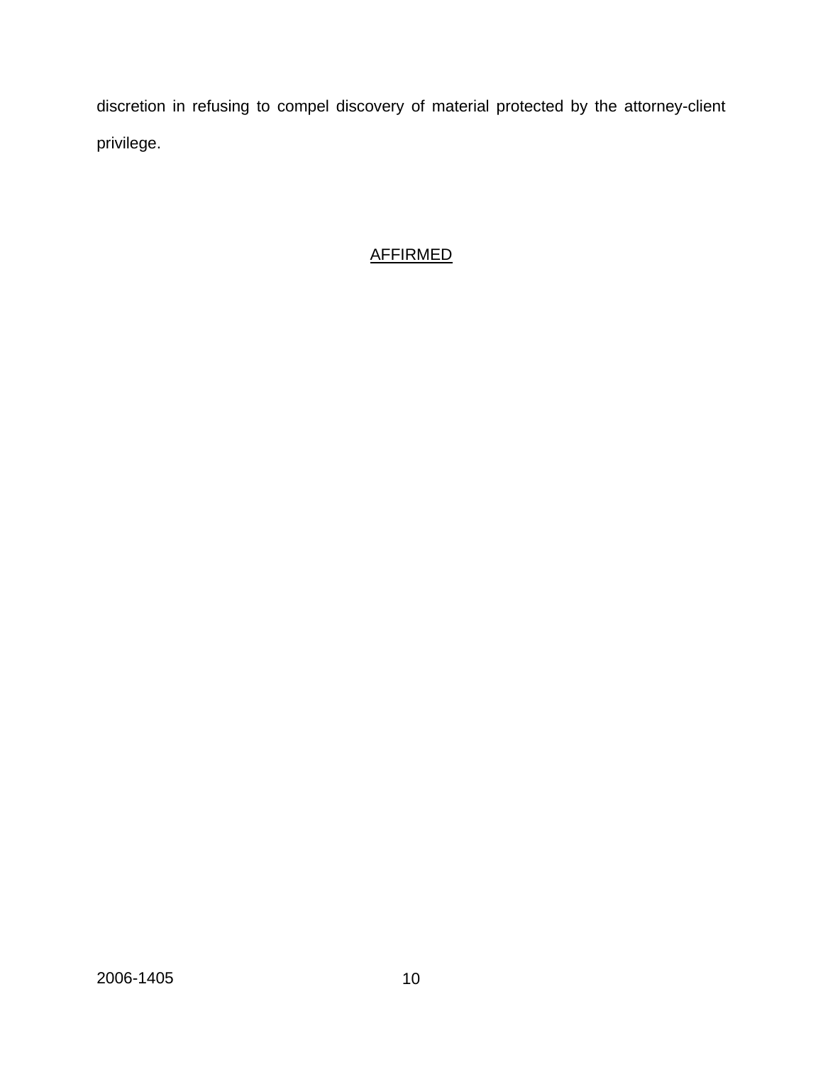discretion in refusing to compel discovery of material protected by the attorney-client privilege.

AFFIRMED